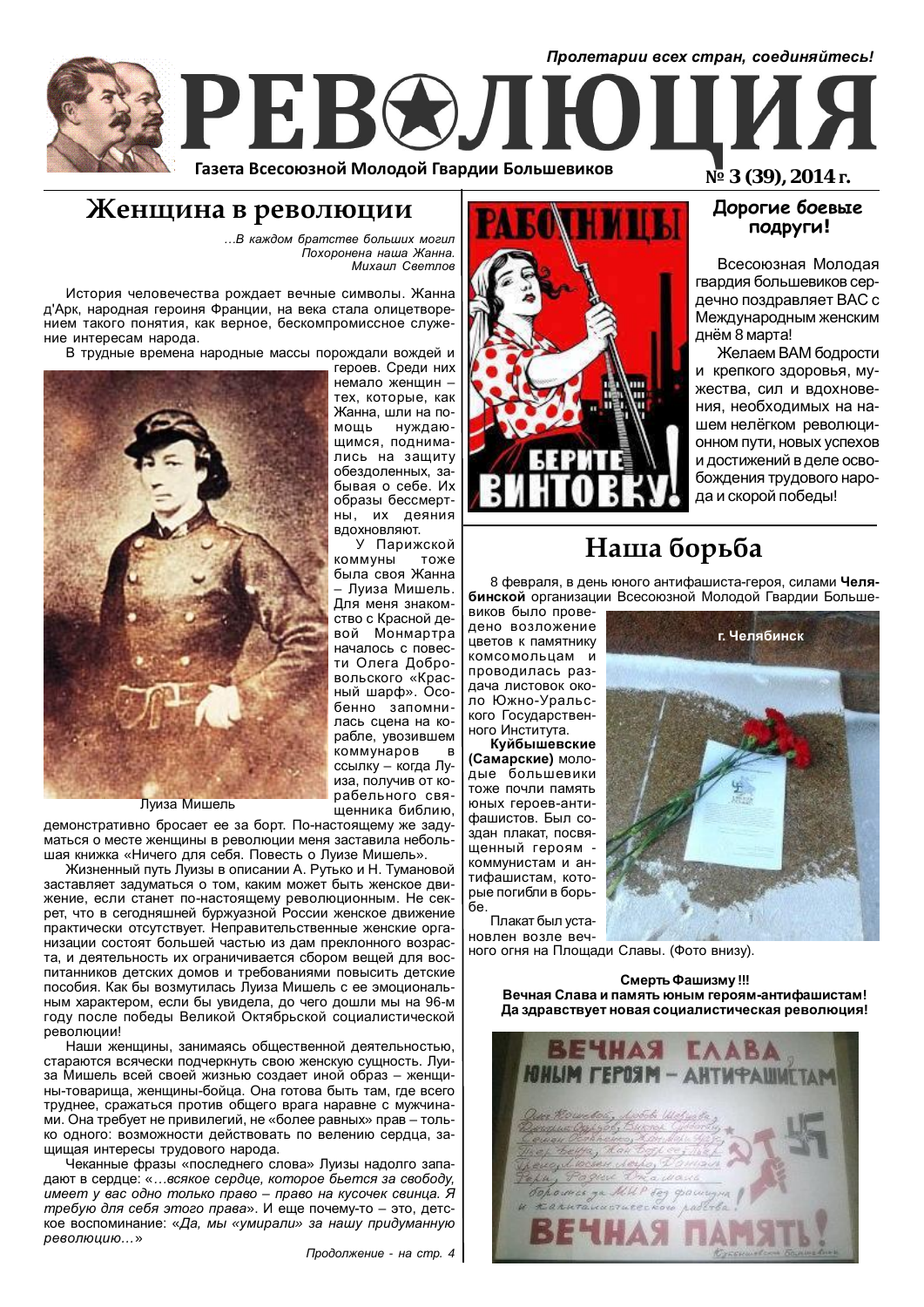*Пролетарии всех стран, соединяйтесь!*

# РЕВОЛЮЦИЯ

**Газета Всесоюзной Молодой Гвардии Большевиков**

**№ 3 (39), 2014 г.**

## Женщина в революции

*...В каждом братстве больших могил*
*Похоронена наша Жанна.*
*Михаил Светлов*

История человечества рождает вечные символы. Жанна д'Арк, народная героиня Франции, на века стала олицетворением такого понятия, как верное, бескомпромиссное служение интересам народа.

В трудные времена народные массы порождали вождей и героев. Среди них немало женщин – тех, которые, как Жанна, шли на помощь нуждающимся, поднимались на защиту обездоленных, забывая о себе. Их образы бессмертны, их деяния вдохновляют.

У Парижской коммуны тоже была своя Жанна – Луиза Мишель. Для меня знакомство с Красной девой Монмартра началось с повести Олега Добровольского «Красный шарф». Особенно запомнилась сцена на корабле, увозившем коммунаров в ссылку – когда Луиза, получив от корабельного священника библию, демонстративно бросает ее за борт. По-настоящему же задуматься о месте женщины в революции меня заставила небольшая книжка «Ничего для себя. Повесть о Луизе Мишель».

Луиза Мишель

Жизненный путь Луизы в описании А. Рутько и Н. Тумановой заставляет задуматься о том, каким может быть женское движение, если станет по-настоящему революционным. Не секрет, что в сегодняшней буржуазной России женское движение практически отсутствует. Неправительственные женские организации состоят большей частью из дам преклонного возраста, и деятельность их ограничивается сбором вещей для воспитанников детских домов и требованиями повысить детские пособия. Как бы возмутилась Луиза Мишель с ее эмоциональным характером, если бы увидела, до чего дошли мы на 96-м году после победы Великой Октябрьской социалистической революции!

Наши женщины, занимаясь общественной деятельностью, стараются всячески подчеркнуть свою женскую сущность. Луиза Мишель всей своей жизнью создает иной образ – женщины-товарища, женщины-бойца. Она готова быть там, где всего труднее, сражаться против общего врага наравне с мужчинами. Она требует не привилегий, не «более равных» прав – только одного: возможности действовать по велению сердца, защищая интересы трудового народа.

Чеканные фразы «последнего слова» Луизы надолго западают в сердце: «*...всякое сердце, которое бьется за свободу, имеет у вас одно только право – право на кусочек свинца. Я требую для себя этого права*». И еще почему-то – это, детское воспоминание: «*Да, мы «умирали» за нашу придуманную революцию...*»

*Продолжение - на стр. 4*

РАБОТНИЦЫ БЕРИТЕ ВИНТОВКУ!

## Дорогие боевые подруги!

Всесоюзная Молодая гвардия большевиков сердечно поздравляет ВАС с Международным женским днём 8 марта!

Желаем ВАМ бодрости и крепкого здоровья, мужества, сил и вдохновения, необходимых на нашем нелёгком революционном пути, новых успехов и достижений в деле освобождения трудового народа и скорой победы!

## Наша борьба

8 февраля, в день юного антифашиста-героя, силами **Челябинской** организации Всесоюзной Молодой Гвардии Большевиков было проведено возложение цветов к памятнику комсомольцам и проводилась раздача листовок около Южно-Уральского Государственного Института.

г. Челябинск

**Куйбышевские (Самарские)** молодые большевики тоже почли память юных героев-антифашистов. Был создан плакат, посвящённый героям - коммунистам и антифашистам, которые погибли в борьбе.

Плакат был установлен возле вечного огня на Площади Славы. (Фото внизу).

**Смерть Фашизму!!!**
**Вечная Слава и память юным героям-антифашистам!**
**Да здравствует новая социалистическая революция!**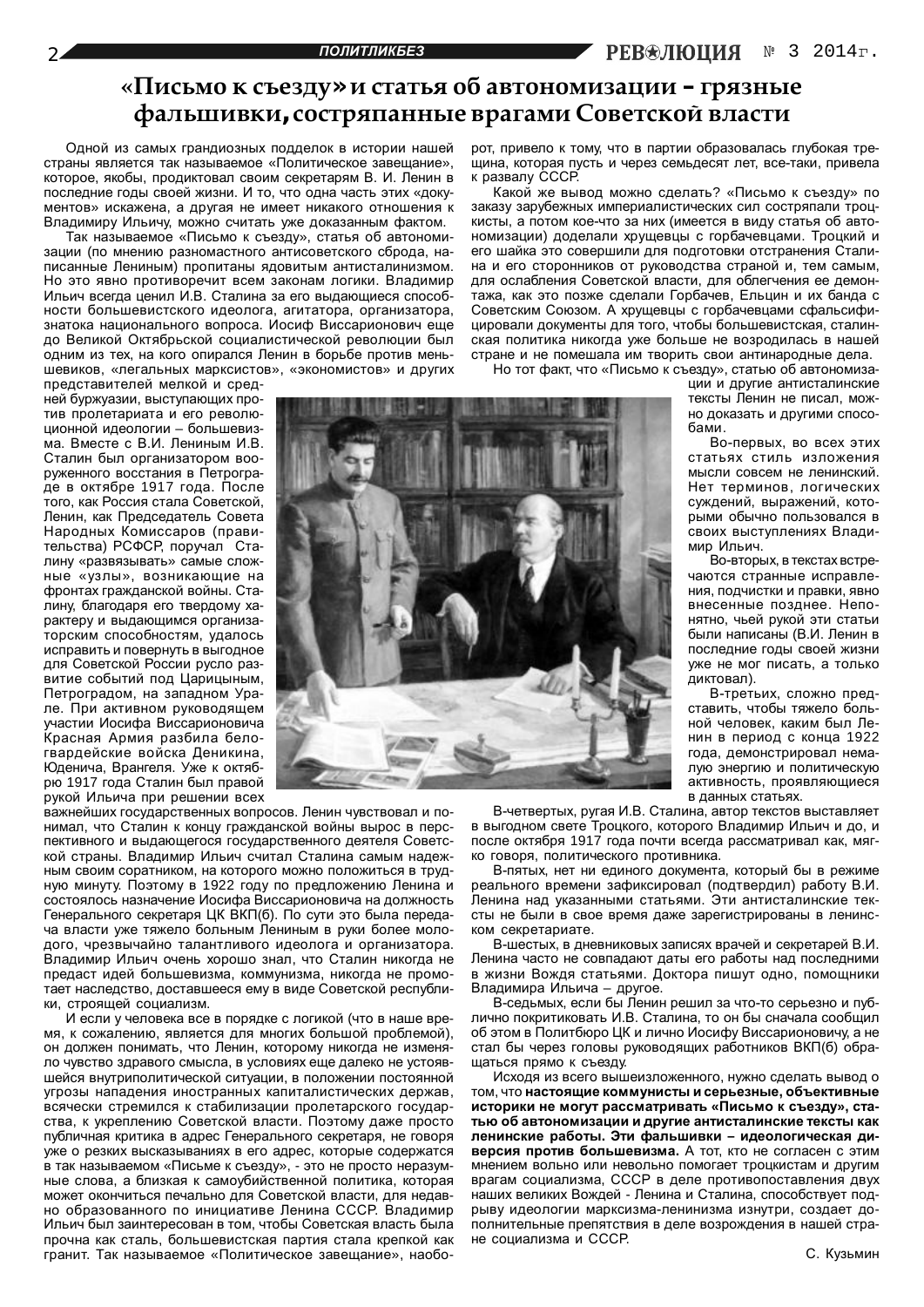# «Письмо к съезду» и статья об автономизации – грязные фальшивки, состряпанные врагами Советской власти

Одной из самых грандиозных подделок в истории нашей страны является так называемое «Политическое завещание», которое, якобы, продиктовал своим секретарям В. И. Ленин в последние годы своей жизни. И то, что одна часть этих «документов» искажена, а другая не имеет никакого отношения к Владимиру Ильичу, можно считать уже доказанным фактом.

Так называемое «Письмо к съезду», статья об автономизации (по мнению разномастного антисоветского сброда, написанные Лениным) пропитаны ядовитым антисталинизмом. Но это явно противоречит всем законам логики. Владимир Ильич всегда ценил И.В. Сталина за его выдающиеся способности большевистского идеолога, агитатора, организатора, знатока национального вопроса. Иосиф Виссарионович еще до Великой Октябрьской социалистической революции был одним из тех, на кого опирался Ленин в борьбе против меньшевиков, «легальных марксистов», «экономистов» и других представителей мелкой и средней буржуазии, выступающих против пролетариата и его революционной идеологии – большевизма. Вместе с В.И. Лениным И.В. Сталин был организатором вооруженного восстания в Петрограде в октябре 1917 года. После того, как Россия стала Советской, Ленин, как Председатель Совета Народных Комиссаров (правительства) РСФСР, поручал Сталину «развязывать» самые сложные «узлы», возникающие на фронтах гражданской войны. Сталину, благодаря его твердому характеру и выдающимся организаторским способностям, удалось исправить и повернуть в выгодное для Советской России русло развитие событий под Царицыным, Петроградом, на западном Урале. При активном руководящем участии Иосифа Виссарионовича Красная Армия разбила белогвардейские войска Деникина, Юденича, Врангеля. Уже к октябрю 1917 года Сталин был правой рукой Ильича при решении всех важнейших государственных вопросов. Ленин чувствовал и понимал, что Сталин к концу гражданской войны вырос в перспективного и выдающегося государственного деятеля Советской страны. Владимир Ильич считал Сталина самым надежным своим соратником, на которого можно положиться в трудную минуту. Поэтому в 1922 году по предложению Ленина и состоялось назначение Иосифа Виссарионовича на должность Генерального секретаря ЦК ВКП(б). По сути это была передача власти уже тяжело больным Лениным в руки более молодого, чрезвычайно талантливого идеолога и организатора. Владимир Ильич очень хорошо знал, что Сталин никогда не предаст идей большевизма, коммунизма, никогда не промотает наследство, доставшееся ему в виде Советской республики, строящей социализм.

И если у человека все в порядке с логикой (что в наше время, к сожалению, является для многих большой проблемой), он должен понимать, что Ленин, которому никогда не изменяло чувство здравого смысла, в условиях еще далеко не устоявшейся внутриполитической ситуации, в положении постоянной угрозы нападения иностранных капиталистических держав, всячески стремился к стабилизации пролетарского государства, к укреплению Советской власти. Поэтому даже просто публичная критика в адрес Генерального секретаря, не говоря уже о резких высказываниях в его адрес, которые содержатся в так называемом «Письме к съезду», - это не просто неразумные слова, а близкая к самоубийственной политика, которая может окончиться печально для Советской власти, для недавно образованного по инициативе Ленина СССР. Владимир Ильич был заинтересован в том, чтобы Советская власть была прочна как сталь, большевистская партия стала крепкой как гранит. Так называемое «Политическое завещание», наоборот, привело к тому, что в партии образовалась глубокая трещина, которая пусть и через семьдесят лет, все-таки, привела к развалу СССР.

Какой же вывод можно сделать? «Письмо к съезду» по заказу зарубежных империалистических сил состряпали троцкисты, а потом кое-что за них (имеется в виду статья об автономизации) доделали хрущевцы с горбачевцами. Троцкий и его шайка это совершили для подготовки отстранения Сталина и его сторонников от руководства страной и, тем самым, для ослабления Советской власти, для облегчения ее демонтажа, как это позже сделали Горбачев, Ельцин и их банда с Советским Союзом. А хрущевцы с горбачевцами сфальсифицировали документы для того, чтобы большевистская, сталинская политика никогда уже больше не возродилась в нашей стране и не помешала им творить свои антинародные дела.

Но тот факт, что «Письмо к съезду», статью об автономизации и другие антисталинские тексты Ленин не писал, можно доказать и другими способами.

Во-первых, во всех этих статьях стиль изложения мысли совсем не ленинский. Нет терминов, логических суждений, выражений, которыми обычно пользовался в своих выступлениях Владимир Ильич.

Во-вторых, в текстах встречаются странные исправления, подчистки и правки, явно внесенные позднее. Непонятно, чьей рукой эти статьи были написаны (В.И. Ленин в последние годы своей жизни уже не мог писать, а только диктовал).

В-третьих, сложно представить, чтобы тяжело больной человек, каким был Ленин в период с конца 1922 года, демонстрировал немалую энергию и политическую активность, проявляющиеся в данных статьях.

В-четвертых, ругая И.В. Сталина, автор текстов выставляет в выгодном свете Троцкого, которого Владимир Ильич и до, и после октября 1917 года почти всегда рассматривал как, мягко говоря, политического противника.

В-пятых, нет ни единого документа, который бы в режиме реального времени зафиксировал (подтвердил) работу В.И. Ленина над указанными статьями. Эти антисталинские тексты не были в свое время даже зарегистрированы в ленинском секретариате.

В-шестых, в дневниковых записях врачей и секретарей В.И. Ленина часто не совпадают даты его работы над последними в жизни Вождя статьями. Доктора пишут одно, помощники Владимира Ильича – другое.

В-седьмых, если бы Ленин решил за что-то серьезно и публично покритиковать И.В. Сталина, то он бы сначала сообщил об этом в Политбюро ЦК и лично Иосифу Виссарионовичу, а не стал бы через головы руководящих работников ВКП(б) обращаться прямо к съезду.

Исходя из всего вышеизложенного, нужно сделать вывод о том, что **настоящие коммунисты и серьезные, объективные историки не могут рассматривать «Письмо к съезду», статью об автономизации и другие антисталинские тексты как ленинские работы. Эти фальшивки – идеологическая диверсия против большевизма.** А тот, кто не согласен с этим мнением вольно или невольно помогает троцкистам и другим врагам социализма, СССР в деле противопоставления двух наших великих Вождей - Ленина и Сталина, способствует подрыву идеологии марксизма-ленинизма изнутри, создает дополнительные препятствия в деле возрождения в нашей стране социализма и СССР.

С. Кузьмин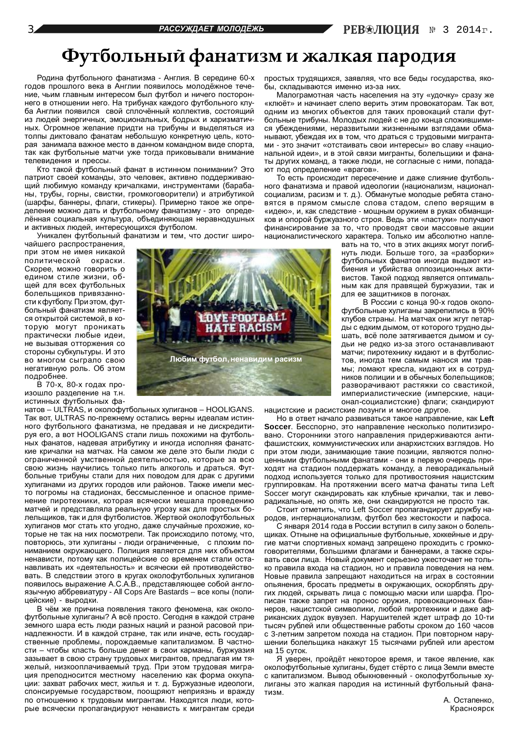# Футбольный фанатизм и жалкая пародия

Родина футбольного фанатизма - Англия. В середине 60-х годов прошлого века в Англии появилось молодёжное течение, чьим главным интересом был футбол и ничего постороннего в отношении него. На трибунах каждого футбольного клуба Англии появился свой сплочённый коллектив, состоящий из людей энергичных, эмоциональных, бодрых и харизматичных. Огромное желание придти на трибуны и выделяться из толпы диктовало фанатам небольшую конкретную цель, которая занимала важное место в данном командном виде спорта, так как футбольные матчи уже тогда приковывали внимание телевидения и прессы.

Кто такой футбольный фанат в истинном понимании? Это патриот своей команды, это человек, активно поддерживающий любимую команду кричалками, инструментами (барабаны, трубы, горны, свистки, громкоговорители) и атрибутикой (шарфы, баннеры, флаги, стикеры). Примерно такое же определение можно дать и футбольному фанатизму - это определённая социальная культура, объединяющая неравнодушных и активных людей, интересующихся футболом.

Уникален футбольный фанатизм и тем, что достиг широчайшего распространения, при этом не имея никакой политической окраски. Скорее, можно говорить о едином стиле жизни, общей для всех футбольных болельщиков привязанности к футболу. При этом, футбольный фанатизм является открытой системой, в которую могут проникать практически любые идеи, не вызывая отторжения со стороны субкультуры. И это во многом сыграло свою негативную роль. Об этом подробнее.

Любим футбол, ненавидим расизм

В 70-х, 80-х годах произошло разделение на т.н. истинных футбольных фанатов – ULTRAS, и околофутбольных хулиганов – HOOLIGANS. Так вот, ULTRAS по-прежнему остались верны идеалам истинного футбольного фанатизма, не предавая и не дискредитируя его, а вот HOOLIGANS стали лишь похожими на футбольных фанатов, надевая атрибутику и иногда исполняя фанатские кричалки на матчах. На самом же деле это были люди с ограниченной умственной деятельностью, которые за всю свою жизнь научились только пить алкоголь и драться. Футбольные трибуны стали для них поводом для драк с другими хулиганами из других городов или районов. Также имели место погромы на стадионах, бессмысленное и опасное применение пиротехники, которая всячески мешала проведению матчей и представляла реальную угрозу как для простых болельщиков, так и для футболистов. Жертвой околофутбольных хулиганов мог стать кто угодно, даже случайные прохожие, которые не так на них посмотрели. Так происходило потому, что, повторюсь, эти хулиганы - люди ограниченные, с плохим пониманием окружающего. Полиция является для них объектом ненависти, потому как полицейские со временем стали останавливать их «деятельность» и всячески ей противодействовать. В следствии этого в кругах околофутбольных хулиганов появилось выражение A.C.A.B., представляющее собой англоязычную аббревиатуру - All Cops Are Bastards – все копы (полицейские) - выродки.

В чём же причина появления такого феномена, как околофутбольные хулиганы? А всё просто. Сегодня в каждой стране земного шара есть люди разных наций и разной расовой принадлежности. И в каждой стране, так или иначе, есть государственные проблемы, порождаемые капитализмом. В частности – чтобы класть больше денег в свои карманы, буржуазия зазывает в свою страну трудовых мигрантов, предлагая им тяжелый, низкооплачиваемый труд. При этом трудовая миграция преподносится местному населению как форма оккупации: захват рабочих мест, жилья и т. д. Буржуазные идеологи, спонсируемые государством, поощряют неприязнь и вражду по отношению к трудовым мигрантам. Находятся люди, которые всячески пропагандируют ненависть к мигрантам среди простых трудящихся, заявляя, что все беды государства, якобы, складываются именно из-за них.

Малограмотная часть населения на эту «удочку» сразу же «клюёт» и начинает слепо верить этим провокаторам. Так вот, одним из многих объектов для таких провокаций стали футбольные трибуны. Молодых людей с не до конца сложившимися убеждениями, неразвитыми жизненными взглядами обманывают, убеждая их в том, что драться с трудовыми мигрантами - это значит «отстаивать свои интересы» во славу «национальной идеи», и в этой связи мигранты, болельщики и фанаты других команд, а также люди, не согласные с ними, попадают под определение «врагов».

То есть происходит пересечение и даже слияние футбольного фанатизма и правой идеологии (национализм, национал-социализм, расизм и т. д.). Обманутые молодые ребята становятся в прямом смысле слова стадом, слепо верящим в «идею», и, как следствие - мощным оружием в руках обманщиков и опорой буржуазного строя. Ведь эти «пастухи» получают финансирование за то, что проводят свои массовые акции националистического характера. Только им абсолютно наплевать на то, что в этих акциях могут погибнуть люди. Больше того, за «разборки» футбольных фанатов иногда выдают избиения и убийства оппозиционных активистов. Такой подход является оптимальным как для правящей буржуазии, так и для ее защитников в погонах.

В России с конца 90-х годов околофутбольные хулиганы закрепились в 90% клубов страны. На матчах они жгут петарды с едким дымом, от которого трудно дышать, всё поле затягивается дымом и судьи не редко из-за этого останавливают матчи; пиротехнику кидают и в футболистов, иногда тем самым нанося им травмы; ломают кресла, кидают их в сотрудников полиции и в обычных болельщиков; разворачивают растяжки со свастикой, империалистические (имперские, национал-социалистские) флаги; скандируют нацистские и расистские лозунги и многое другое.

Но в ответ начало развиваться такое направление, как **Left Soccer**. Бесспорно, это направление несколько политизировано. Сторонники этого направления придерживаются антифашистских, коммунистических или анархистских взглядов. Но при этом люди, занимающие такие позиции, являются полноценными футбольными фанатами - они в первую очередь приходят на стадион поддержать команду, а леворадикальный подход используется только для противостояния нацистским группировкам. На протяжении всего матча фанаты типа Left Soccer могут скандировать как клубные кричалки, так и леворадикальные, но опять же, они скандируются не просто так.

Стоит отметить, что Left Soccer пропагандирует дружбу народов, интернационализм, футбол без жестокости и пафоса.

С января 2014 года в России вступил в силу закон о болельщиках. Отныне на официальные футбольные, хоккейные и другие матчи спортивных команд запрещено проходить с громкоговорителями, большими флагами и баннерами, а также скрывать свои лица. Новый документ серьезно ужесточает не только правила входа на стадион, но и правила поведения на нем. Новые правила запрещают находиться на играх в состоянии опьянения, бросать предметы в окружающих, оскорблять других людей, скрывать лица с помощью маски или шарфа. Прописан также запрет на пронос оружия, провокационных баннеров, нацистской символики, любой пиротехники и даже африканских дудок вувузел. Нарушителей ждет штраф до 10-ти тысяч рублей или общественные работы сроком до 160 часов с 3-летним запретом похода на стадион. При повторном нарушении болельщика накажут 15 тысячами рублей или арестом на 15 суток.

Я уверен, пройдёт некоторое время, и такое явление, как околофутбольные хулиганы, будет стёрто с лица Земли вместе с капитализмом. Вывод обыкновенный - околофутбольные хулиганы это жалкая пародия на истинный футбольный фанатизм.

А. Остапенко,
Красноярск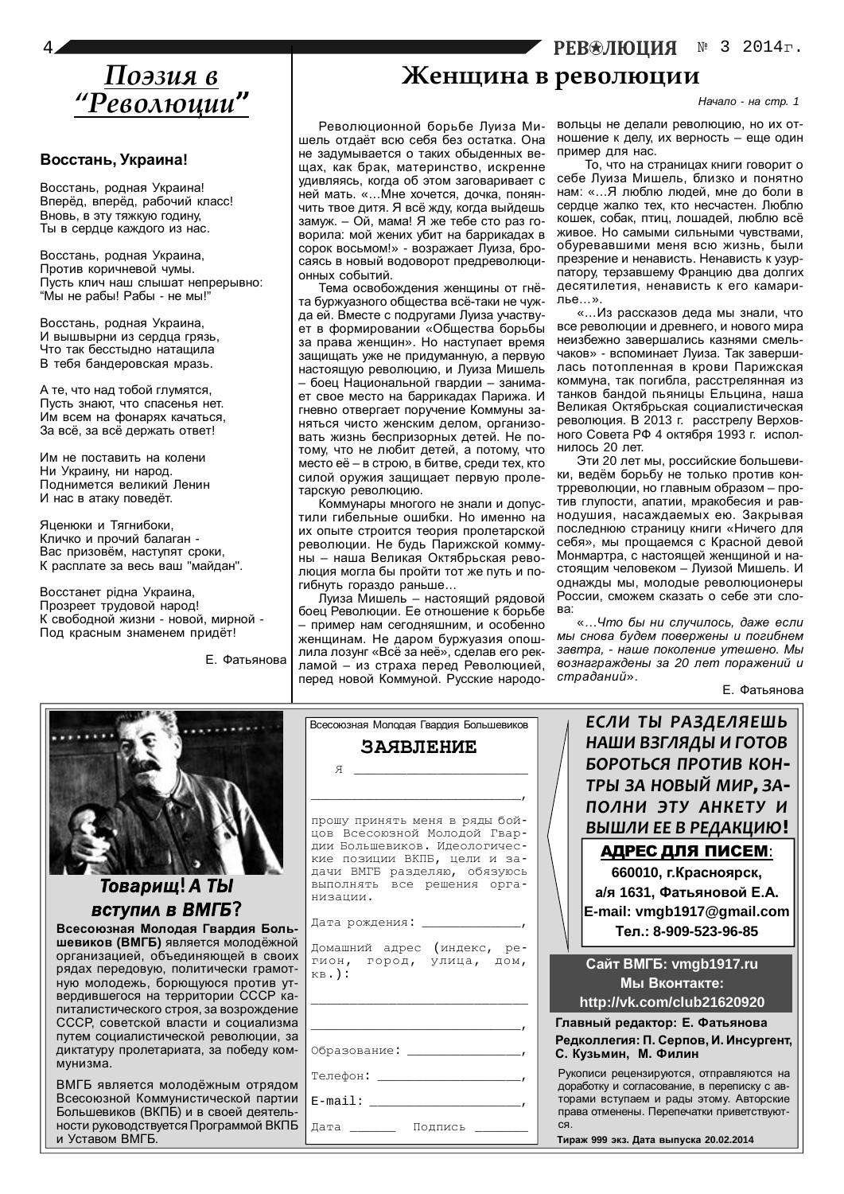# Поэзия в "Революции"

**Восстань, Украина!**

Восстань, родная Украина!
Вперёд, вперёд, рабочий класс!
Вновь, в эту тяжкую годину,
Ты в сердце каждого из нас.

Восстань, родная Украина,
Против коричневой чумы.
Пусть клич наш слышат непрерывно:
"Мы не рабы! Рабы - не мы!"

Восстань, родная Украина,
И вышвырни из сердца грязь,
Что так бесстыдно натащила
В тебя бандеровская мразь.

А те, что над тобой глумятся,
Пусть знают, что спасенья нет.
Им всем на фонарях качаться,
За всё, за всё держать ответ!

Им не поставить на колени
Ни Украину, ни народ.
Поднимется великий Ленин
И нас в атаку поведёт.

Яценюки и Тягнибоки,
Кличко и прочий балаган -
Вас призовём, наступят сроки,
К расплате за весь ваш "майдан".

Восстанет рiдна Украина,
Прозреет трудовой народ!
К свободной жизни - новой, мирной -
Под красным знаменем придёт!

Е. Фатьянова

# Женщина в революции

*Начало - на стр. 1*

Революционной борьбе Луиза Мишель отдаёт всю себя без остатка. Она не задумывается о таких обыденных вещах, как брак, материнство, искренне удивляясь, когда об этом заговаривает с ней мать. «…Мне хочется, дочка, понянчить твое дитя. Я всё жду, когда выйдешь замуж. – Ой, мама! Я же тебе сто раз говорила: мой жених убит на баррикадах в сорок восьмом!» - возражает Луиза, бросаясь в новый водоворот предреволюционных событий.

Тема освобождения женщины от гнёта буржуазного общества всё-таки не чужда ей. Вместе с подругами Луиза участвует в формировании «Общества борьбы за права женщин». Но наступает время защищать уже не придуманную, а первую настоящую революцию, и Луиза Мишель – боец Национальной гвардии – занимает свое место на баррикадах Парижа. И гневно отвергает поручение Коммуны заняться чисто женским делом, организовать жизнь беспризорных детей. Не потому, что не любит детей, а потому, что место её – в строю, в битве, среди тех, кто силой оружия защищает первую пролетарскую революцию.

Коммунары многого не знали и допустили гибельные ошибки. Но именно на их опыте строится теория пролетарской революции. Не будь Парижской коммуны – наша Великая Октябрьская революция могла бы пройти тот же путь и погибнуть гораздо раньше…

Луиза Мишель – настоящий рядовой боец Революции. Ее отношение к борьбе – пример нам сегодняшним, и особенно женщинам. Не даром буржуазия опошлила лозунг «Всё за неё», сделав его рекламой – из страха перед Революцией, перед новой Коммуной. Русские народовольцы не делали революцию, но их отношение к делу, их верность – еще один пример для нас.

То, что на страницах книги говорит о себе Луиза Мишель, близко и понятно нам: «…Я люблю людей, мне до боли в сердце жалко тех, кто несчастен. Люблю кошек, собак, птиц, лошадей, люблю всё живое. Но самыми сильными чувствами, обуревавшими меня всю жизнь, были презрение и ненависть. Ненависть к узурпатору, терзавшему Францию два долгих десятилетия, ненависть к его камарилье…».

«…Из рассказов деда мы знали, что все революции и древнего, и нового мира неизбежно завершались казнями смельчаков» - вспоминает Луиза. Так завершилась потопленная в крови Парижская коммуна, так погибла, расстрелянная из танков бандой пьяницы Ельцина, наша Великая Октябрьская социалистическая революция. В 2013 г. расстрелу Верховного Совета РФ 4 октября 1993 г. исполнилось 20 лет.

Эти 20 лет мы, российские большевики, ведём борьбу не только против контрреволюции, но главным образом – против глупости, апатии, мракобесия и равнодушия, насаждаемых ею. Закрывая последнюю страницу книги «Ничего для себя», мы прощаемся с Красной девой Монмартра, с настоящей женщиной и настоящим человеком – Луизой Мишель. И однажды мы, молодые революционеры России, сможем сказать о себе эти слова:

*«…Что бы ни случилось, даже если мы снова будем повержены и погибнем завтра, - наше поколение утешено. Мы вознаграждены за 20 лет поражений и страданий».*

Е. Фатьянова

---

***Товарищ! А ТЫ вступил в ВМГБ?***

**Всесоюзная Молодая Гвардия Большевиков (ВМГБ)** является молодёжной организацией, объединяющей в своих рядах передовую, политически грамотную молодежь, борющуюся против утвердившегося на территории СССР капиталистического строя, за возрождение СССР, советской власти и социализма путем социалистической революции, за диктатуру пролетариата, за победу коммунизма.

ВМГБ является молодёжным отрядом Всесоюзной Коммунистической партии Большевиков (ВКПБ) и в своей деятельности руководствуется Программой ВКПБ и Уставом ВМГБ.

---

Всесоюзная Молодая Гвардия Большевиков

**ЗАЯВЛЕНИЕ**

Я ______________________

______________________________,

прошу принять меня в ряды бойцов Всесоюзной Молодой Гвардии Большевиков. Идеологические позиции ВКПБ, цели и задачи ВМГБ разделяю, обязуюсь выполнять все решения организации.

Дата рождения: _____________,

Домашний адрес (индекс, регион, город, улица, дом, кв.):

______________________________

______________________________,

Образование: _______________,

Телефон: ___________________,

E-mail: ____________________,

Дата ______ Подпись _______

---

***ЕСЛИ ТЫ РАЗДЕЛЯЕШЬ НАШИ ВЗГЛЯДЫ И ГОТОВ БОРОТЬСЯ ПРОТИВ КОНТРЫ ЗА НОВЫЙ МИР, ЗАПОЛНИ ЭТУ АНКЕТУ И ВЫШЛИ ЕЕ В РЕДАКЦИЮ!***

**АДРЕС ДЛЯ ПИСЕМ:**
**660010, г.Красноярск,**
**а/я 1631, Фатьяновой Е.А.**
**E-mail: vmgb1917@gmail.com**
**Тел.: 8-909-523-96-85**

**Сайт ВМГБ: vmgb1917.ru**
**Мы Вконтакте:**
**http://vk.com/club21620920**

**Главный редактор: Е. Фатьянова**

**Редколлегия: П. Серпов, И. Инсургент, С. Кузьмин, М. Филин**

Рукописи рецензируются, отправляются на доработку и согласование, в переписку с авторами вступаем и рады этому. Авторские права отменены. Перепечатки приветствуются.

**Тираж 999 экз. Дата выпуска 20.02.2014**